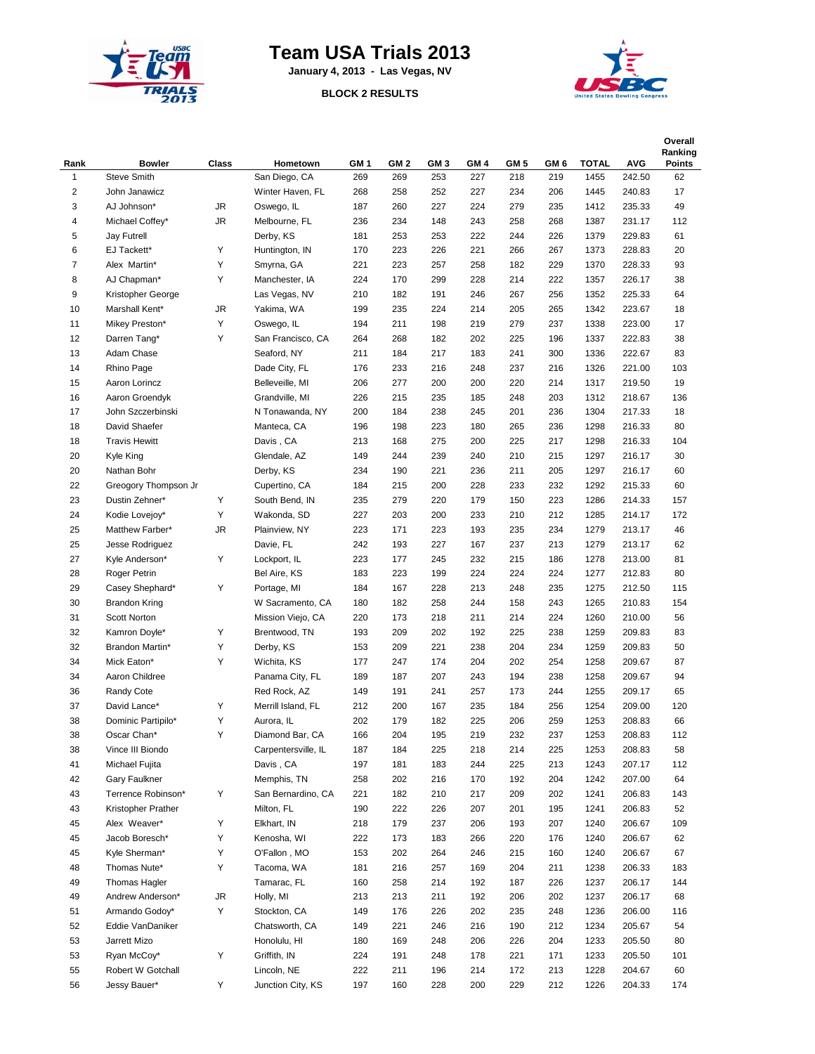# Team USA Trials 2013

**January 4, 2013 - Las Vegas, NV**

**BLOCK 2 RESULTS**

| Rank | Bowler | Class | Hometown | GM 1 | GM 2 | GM 3 | GM 4 | GM 5 | GM 6 | TOTAL | AVG | Overall Ranking Points |
|---|---|---|---|---|---|---|---|---|---|---|---|---|
| 1 | Steve Smith | | San Diego, CA | 269 | 269 | 253 | 227 | 218 | 219 | 1455 | 242.50 | 62 |
| 2 | John Janawicz | | Winter Haven, FL | 268 | 258 | 252 | 227 | 234 | 206 | 1445 | 240.83 | 17 |
| 3 | AJ Johnson* | JR | Oswego, IL | 187 | 260 | 227 | 224 | 279 | 235 | 1412 | 235.33 | 49 |
| 4 | Michael Coffey* | JR | Melbourne, FL | 236 | 234 | 148 | 243 | 258 | 268 | 1387 | 231.17 | 112 |
| 5 | Jay Futrell | | Derby, KS | 181 | 253 | 253 | 222 | 244 | 226 | 1379 | 229.83 | 61 |
| 6 | EJ Tackett* | Y | Huntington, IN | 170 | 223 | 226 | 221 | 266 | 267 | 1373 | 228.83 | 20 |
| 7 | Alex  Martin* | Y | Smyrna, GA | 221 | 223 | 257 | 258 | 182 | 229 | 1370 | 228.33 | 93 |
| 8 | AJ Chapman* | Y | Manchester, IA | 224 | 170 | 299 | 228 | 214 | 222 | 1357 | 226.17 | 38 |
| 9 | Kristopher George | | Las Vegas, NV | 210 | 182 | 191 | 246 | 267 | 256 | 1352 | 225.33 | 64 |
| 10 | Marshall Kent* | JR | Yakima, WA | 199 | 235 | 224 | 214 | 205 | 265 | 1342 | 223.67 | 18 |
| 11 | Mikey Preston* | Y | Oswego, IL | 194 | 211 | 198 | 219 | 279 | 237 | 1338 | 223.00 | 17 |
| 12 | Darren Tang* | Y | San Francisco, CA | 264 | 268 | 182 | 202 | 225 | 196 | 1337 | 222.83 | 38 |
| 13 | Adam Chase | | Seaford, NY | 211 | 184 | 217 | 183 | 241 | 300 | 1336 | 222.67 | 83 |
| 14 | Rhino Page | | Dade City, FL | 176 | 233 | 216 | 248 | 237 | 216 | 1326 | 221.00 | 103 |
| 15 | Aaron Lorincz | | Belleveille, MI | 206 | 277 | 200 | 200 | 220 | 214 | 1317 | 219.50 | 19 |
| 16 | Aaron Groendyk | | Grandville, MI | 226 | 215 | 235 | 185 | 248 | 203 | 1312 | 218.67 | 136 |
| 17 | John Szczerbinski | | N Tonawanda, NY | 200 | 184 | 238 | 245 | 201 | 236 | 1304 | 217.33 | 18 |
| 18 | David Shaefer | | Manteca, CA | 196 | 198 | 223 | 180 | 265 | 236 | 1298 | 216.33 | 80 |
| 18 | Travis Hewitt | | Davis , CA | 213 | 168 | 275 | 200 | 225 | 217 | 1298 | 216.33 | 104 |
| 20 | Kyle King | | Glendale, AZ | 149 | 244 | 239 | 240 | 210 | 215 | 1297 | 216.17 | 30 |
| 20 | Nathan Bohr | | Derby, KS | 234 | 190 | 221 | 236 | 211 | 205 | 1297 | 216.17 | 60 |
| 22 | Greogory Thompson Jr | | Cupertino, CA | 184 | 215 | 200 | 228 | 233 | 232 | 1292 | 215.33 | 60 |
| 23 | Dustin Zehner* | Y | South Bend, IN | 235 | 279 | 220 | 179 | 150 | 223 | 1286 | 214.33 | 157 |
| 24 | Kodie Lovejoy* | Y | Wakonda, SD | 227 | 203 | 200 | 233 | 210 | 212 | 1285 | 214.17 | 172 |
| 25 | Matthew Farber* | JR | Plainview, NY | 223 | 171 | 223 | 193 | 235 | 234 | 1279 | 213.17 | 46 |
| 25 | Jesse Rodriguez | | Davie, FL | 242 | 193 | 227 | 167 | 237 | 213 | 1279 | 213.17 | 62 |
| 27 | Kyle Anderson* | Y | Lockport, IL | 223 | 177 | 245 | 232 | 215 | 186 | 1278 | 213.00 | 81 |
| 28 | Roger Petrin | | Bel Aire, KS | 183 | 223 | 199 | 224 | 224 | 224 | 1277 | 212.83 | 80 |
| 29 | Casey Shephard* | Y | Portage, MI | 184 | 167 | 228 | 213 | 248 | 235 | 1275 | 212.50 | 115 |
| 30 | Brandon Kring | | W Sacramento, CA | 180 | 182 | 258 | 244 | 158 | 243 | 1265 | 210.83 | 154 |
| 31 | Scott Norton | | Mission Viejo, CA | 220 | 173 | 218 | 211 | 214 | 224 | 1260 | 210.00 | 56 |
| 32 | Kamron Doyle* | Y | Brentwood, TN | 193 | 209 | 202 | 192 | 225 | 238 | 1259 | 209.83 | 83 |
| 32 | Brandon Martin* | Y | Derby, KS | 153 | 209 | 221 | 238 | 204 | 234 | 1259 | 209.83 | 50 |
| 34 | Mick Eaton* | Y | Wichita, KS | 177 | 247 | 174 | 204 | 202 | 254 | 1258 | 209.67 | 87 |
| 34 | Aaron Childree | | Panama City, FL | 189 | 187 | 207 | 243 | 194 | 238 | 1258 | 209.67 | 94 |
| 36 | Randy Cote | | Red Rock, AZ | 149 | 191 | 241 | 257 | 173 | 244 | 1255 | 209.17 | 65 |
| 37 | David Lance* | Y | Merrill Island, FL | 212 | 200 | 167 | 235 | 184 | 256 | 1254 | 209.00 | 120 |
| 38 | Dominic Partipilo* | Y | Aurora, IL | 202 | 179 | 182 | 225 | 206 | 259 | 1253 | 208.83 | 66 |
| 38 | Oscar Chan* | Y | Diamond Bar, CA | 166 | 204 | 195 | 219 | 232 | 237 | 1253 | 208.83 | 112 |
| 38 | Vince III Biondo | | Carpentersville, IL | 187 | 184 | 225 | 218 | 214 | 225 | 1253 | 208.83 | 58 |
| 41 | Michael Fujita | | Davis , CA | 197 | 181 | 183 | 244 | 225 | 213 | 1243 | 207.17 | 112 |
| 42 | Gary Faulkner | | Memphis, TN | 258 | 202 | 216 | 170 | 192 | 204 | 1242 | 207.00 | 64 |
| 43 | Terrence Robinson* | Y | San Bernardino, CA | 221 | 182 | 210 | 217 | 209 | 202 | 1241 | 206.83 | 143 |
| 43 | Kristopher Prather | | Milton, FL | 190 | 222 | 226 | 207 | 201 | 195 | 1241 | 206.83 | 52 |
| 45 | Alex  Weaver* | Y | Elkhart, IN | 218 | 179 | 237 | 206 | 193 | 207 | 1240 | 206.67 | 109 |
| 45 | Jacob Boresch* | Y | Kenosha, WI | 222 | 173 | 183 | 266 | 220 | 176 | 1240 | 206.67 | 62 |
| 45 | Kyle Sherman* | Y | O'Fallon , MO | 153 | 202 | 264 | 246 | 215 | 160 | 1240 | 206.67 | 67 |
| 48 | Thomas Nute* | Y | Tacoma, WA | 181 | 216 | 257 | 169 | 204 | 211 | 1238 | 206.33 | 183 |
| 49 | Thomas Hagler | | Tamarac, FL | 160 | 258 | 214 | 192 | 187 | 226 | 1237 | 206.17 | 144 |
| 49 | Andrew Anderson* | JR | Holly, MI | 213 | 213 | 211 | 192 | 206 | 202 | 1237 | 206.17 | 68 |
| 51 | Armando Godoy* | Y | Stockton, CA | 149 | 176 | 226 | 202 | 235 | 248 | 1236 | 206.00 | 116 |
| 52 | Eddie VanDaniker | | Chatsworth, CA | 149 | 221 | 246 | 216 | 190 | 212 | 1234 | 205.67 | 54 |
| 53 | Jarrett Mizo | | Honolulu, HI | 180 | 169 | 248 | 206 | 226 | 204 | 1233 | 205.50 | 80 |
| 53 | Ryan McCoy* | Y | Griffith, IN | 224 | 191 | 248 | 178 | 221 | 171 | 1233 | 205.50 | 101 |
| 55 | Robert W Gotchall | | Lincoln, NE | 222 | 211 | 196 | 214 | 172 | 213 | 1228 | 204.67 | 60 |
| 56 | Jessy Bauer* | Y | Junction City, KS | 197 | 160 | 228 | 200 | 229 | 212 | 1226 | 204.33 | 174 |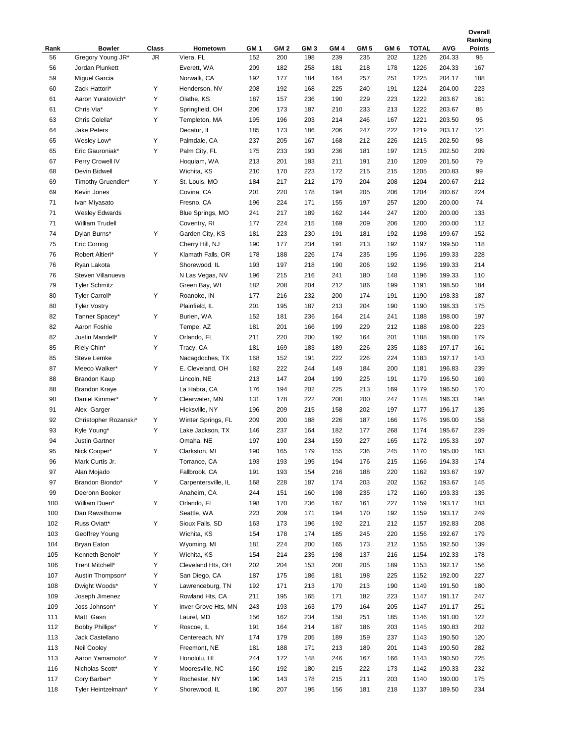| Rank | Bowler | Class | Hometown | GM 1 | GM 2 | GM 3 | GM 4 | GM 5 | GM 6 | TOTAL | AVG | Overall Ranking Points |
|---|---|---|---|---|---|---|---|---|---|---|---|---|
| 56 | Gregory Young JR* | JR | Viera, FL | 152 | 200 | 198 | 239 | 235 | 202 | 1226 | 204.33 | 95 |
| 56 | Jordan Plunkett | | Everett, WA | 209 | 182 | 258 | 181 | 218 | 178 | 1226 | 204.33 | 167 |
| 59 | Miguel Garcia | | Norwalk, CA | 192 | 177 | 184 | 164 | 257 | 251 | 1225 | 204.17 | 188 |
| 60 | Zack Hattori* | Y | Henderson, NV | 208 | 192 | 168 | 225 | 240 | 191 | 1224 | 204.00 | 223 |
| 61 | Aaron Yuratovich* | Y | Olathe, KS | 187 | 157 | 236 | 190 | 229 | 223 | 1222 | 203.67 | 161 |
| 61 | Chris Via* | Y | Springfield, OH | 206 | 173 | 187 | 210 | 233 | 213 | 1222 | 203.67 | 85 |
| 63 | Chris Colella* | Y | Templeton, MA | 195 | 196 | 203 | 214 | 246 | 167 | 1221 | 203.50 | 95 |
| 64 | Jake Peters | | Decatur, IL | 185 | 173 | 186 | 206 | 247 | 222 | 1219 | 203.17 | 121 |
| 65 | Wesley Low* | Y | Palmdale, CA | 237 | 205 | 167 | 168 | 212 | 226 | 1215 | 202.50 | 98 |
| 65 | Eric Gauroniak* | Y | Palm City, FL | 175 | 233 | 193 | 236 | 181 | 197 | 1215 | 202.50 | 209 |
| 67 | Perry Crowell IV | | Hoquiam, WA | 213 | 201 | 183 | 211 | 191 | 210 | 1209 | 201.50 | 79 |
| 68 | Devin Bidwell | | Wichita, KS | 210 | 170 | 223 | 172 | 215 | 215 | 1205 | 200.83 | 99 |
| 69 | Timothy Gruendler* | Y | St. Louis, MO | 184 | 217 | 212 | 179 | 204 | 208 | 1204 | 200.67 | 212 |
| 69 | Kevin Jones | | Covina, CA | 201 | 220 | 178 | 194 | 205 | 206 | 1204 | 200.67 | 224 |
| 71 | Ivan Miyasato | | Fresno, CA | 196 | 224 | 171 | 155 | 197 | 257 | 1200 | 200.00 | 74 |
| 71 | Wesley Edwards | | Blue Springs, MO | 241 | 217 | 189 | 162 | 144 | 247 | 1200 | 200.00 | 133 |
| 71 | William Trudell | | Coventry, RI | 177 | 224 | 215 | 169 | 209 | 206 | 1200 | 200.00 | 112 |
| 74 | Dylan Burns* | Y | Garden City, KS | 181 | 223 | 230 | 191 | 181 | 192 | 1198 | 199.67 | 152 |
| 75 | Eric Cornog | | Cherry Hill, NJ | 190 | 177 | 234 | 191 | 213 | 192 | 1197 | 199.50 | 118 |
| 76 | Robert Altieri* | Y | Klamath Falls, OR | 178 | 188 | 226 | 174 | 235 | 195 | 1196 | 199.33 | 228 |
| 76 | Ryan Lakota | | Shorewood, IL | 193 | 197 | 218 | 190 | 206 | 192 | 1196 | 199.33 | 214 |
| 76 | Steven Villanueva | | N Las Vegas, NV | 196 | 215 | 216 | 241 | 180 | 148 | 1196 | 199.33 | 110 |
| 79 | Tyler Schmitz | | Green Bay, WI | 182 | 208 | 204 | 212 | 186 | 199 | 1191 | 198.50 | 184 |
| 80 | Tyler Carroll* | Y | Roanoke, IN | 177 | 216 | 232 | 200 | 174 | 191 | 1190 | 198.33 | 187 |
| 80 | Tyler Vostry | | Plainfield, IL | 201 | 195 | 187 | 213 | 204 | 190 | 1190 | 198.33 | 175 |
| 82 | Tanner Spacey* | Y | Burien, WA | 152 | 181 | 236 | 164 | 214 | 241 | 1188 | 198.00 | 197 |
| 82 | Aaron Foshie | | Tempe, AZ | 181 | 201 | 166 | 199 | 229 | 212 | 1188 | 198.00 | 223 |
| 82 | Justin Mandell* | Y | Orlando, FL | 211 | 220 | 200 | 192 | 164 | 201 | 1188 | 198.00 | 179 |
| 85 | Riely Chin* | Y | Tracy, CA | 181 | 169 | 183 | 189 | 226 | 235 | 1183 | 197.17 | 161 |
| 85 | Steve Lemke | | Nacagdoches, TX | 168 | 152 | 191 | 222 | 226 | 224 | 1183 | 197.17 | 143 |
| 87 | Meeco Walker* | Y | E. Cleveland, OH | 182 | 222 | 244 | 149 | 184 | 200 | 1181 | 196.83 | 239 |
| 88 | Brandon Kaup | | Lincoln, NE | 213 | 147 | 204 | 199 | 225 | 191 | 1179 | 196.50 | 169 |
| 88 | Brandon Kraye | | La Habra, CA | 176 | 194 | 202 | 225 | 213 | 169 | 1179 | 196.50 | 170 |
| 90 | Daniel Kimmer* | Y | Clearwater, MN | 131 | 178 | 222 | 200 | 200 | 247 | 1178 | 196.33 | 198 |
| 91 | Alex Garger | | Hicksville, NY | 196 | 209 | 215 | 158 | 202 | 197 | 1177 | 196.17 | 135 |
| 92 | Christopher Rozanski* | Y | Winter Springs, FL | 209 | 200 | 188 | 226 | 187 | 166 | 1176 | 196.00 | 158 |
| 93 | Kyle Young* | Y | Lake Jackson, TX | 146 | 237 | 164 | 182 | 177 | 268 | 1174 | 195.67 | 239 |
| 94 | Justin Gartner | | Omaha, NE | 197 | 190 | 234 | 159 | 227 | 165 | 1172 | 195.33 | 197 |
| 95 | Nick Cooper* | Y | Clarkston, MI | 190 | 165 | 179 | 155 | 236 | 245 | 1170 | 195.00 | 163 |
| 96 | Mark Curtis Jr. | | Torrance, CA | 193 | 193 | 195 | 194 | 176 | 215 | 1166 | 194.33 | 174 |
| 97 | Alan Mojado | | Fallbrook, CA | 191 | 193 | 154 | 216 | 188 | 220 | 1162 | 193.67 | 197 |
| 97 | Brandon Biondo* | Y | Carpentersville, IL | 168 | 228 | 187 | 174 | 203 | 202 | 1162 | 193.67 | 145 |
| 99 | Deeronn Booker | | Anaheim, CA | 244 | 151 | 160 | 198 | 235 | 172 | 1160 | 193.33 | 135 |
| 100 | William Duen* | Y | Orlando, FL | 198 | 170 | 236 | 167 | 161 | 227 | 1159 | 193.17 | 183 |
| 100 | Dan Rawsthorne | | Seattle, WA | 223 | 209 | 171 | 194 | 170 | 192 | 1159 | 193.17 | 249 |
| 102 | Russ Oviatt* | Y | Sioux Falls, SD | 163 | 173 | 196 | 192 | 221 | 212 | 1157 | 192.83 | 208 |
| 103 | Geoffrey Young | | Wichita, KS | 154 | 178 | 174 | 185 | 245 | 220 | 1156 | 192.67 | 179 |
| 104 | Bryan Eaton | | Wyoming, MI | 181 | 224 | 200 | 165 | 173 | 212 | 1155 | 192.50 | 139 |
| 105 | Kenneth Benoit* | Y | Wichita, KS | 154 | 214 | 235 | 198 | 137 | 216 | 1154 | 192.33 | 178 |
| 106 | Trent Mitchell* | Y | Cleveland Hts, OH | 202 | 204 | 153 | 200 | 205 | 189 | 1153 | 192.17 | 156 |
| 107 | Austin Thompson* | Y | San Diego, CA | 187 | 175 | 186 | 181 | 198 | 225 | 1152 | 192.00 | 227 |
| 108 | Dwight Woods* | Y | Lawrenceburg, TN | 192 | 171 | 213 | 170 | 213 | 190 | 1149 | 191.50 | 180 |
| 109 | Joseph Jimenez | | Rowland Hts, CA | 211 | 195 | 165 | 171 | 182 | 223 | 1147 | 191.17 | 247 |
| 109 | Joss Johnson* | Y | Inver Grove Hts, MN | 243 | 193 | 163 | 179 | 164 | 205 | 1147 | 191.17 | 251 |
| 111 | Matt Gasn | | Laurel, MD | 156 | 162 | 234 | 158 | 251 | 185 | 1146 | 191.00 | 122 |
| 112 | Bobby Phillips* | Y | Roscoe, IL | 191 | 164 | 214 | 187 | 186 | 203 | 1145 | 190.83 | 202 |
| 113 | Jack Castellano | | Centereach, NY | 174 | 179 | 205 | 189 | 159 | 237 | 1143 | 190.50 | 120 |
| 113 | Neil Cooley | | Freemont, NE | 181 | 188 | 171 | 213 | 189 | 201 | 1143 | 190.50 | 282 |
| 113 | Aaron Yamamoto* | Y | Honolulu, HI | 244 | 172 | 148 | 246 | 167 | 166 | 1143 | 190.50 | 225 |
| 116 | Nicholas Scott* | Y | Mooresville, NC | 160 | 192 | 180 | 215 | 222 | 173 | 1142 | 190.33 | 232 |
| 117 | Cory Barber* | Y | Rochester, NY | 190 | 143 | 178 | 215 | 211 | 203 | 1140 | 190.00 | 175 |
| 118 | Tyler Heintzelman* | Y | Shorewood, IL | 180 | 207 | 195 | 156 | 181 | 218 | 1137 | 189.50 | 234 |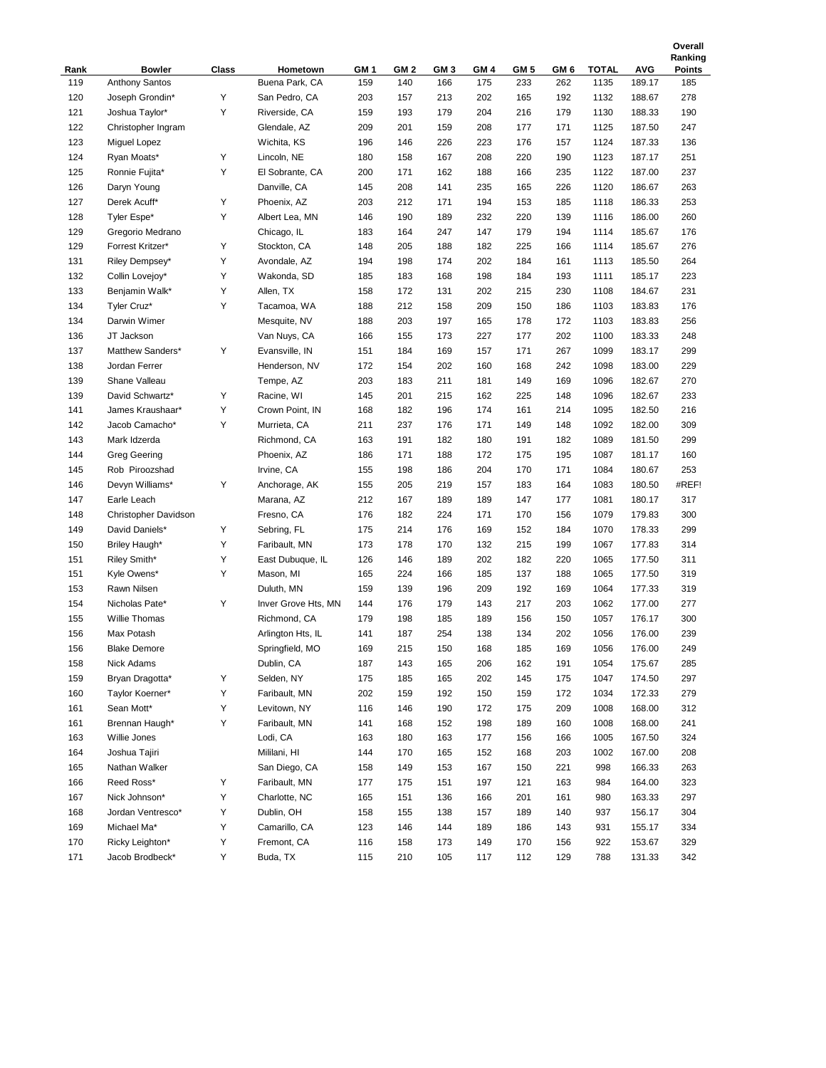| Rank | Bowler | Class | Hometown | GM 1 | GM 2 | GM 3 | GM 4 | GM 5 | GM 6 | TOTAL | AVG | Overall Ranking Points |
|---|---|---|---|---|---|---|---|---|---|---|---|---|
| 119 | Anthony Santos | | Buena Park, CA | 159 | 140 | 166 | 175 | 233 | 262 | 1135 | 189.17 | 185 |
| 120 | Joseph Grondin* | Y | San Pedro, CA | 203 | 157 | 213 | 202 | 165 | 192 | 1132 | 188.67 | 278 |
| 121 | Joshua Taylor* | Y | Riverside, CA | 159 | 193 | 179 | 204 | 216 | 179 | 1130 | 188.33 | 190 |
| 122 | Christopher Ingram | | Glendale, AZ | 209 | 201 | 159 | 208 | 177 | 171 | 1125 | 187.50 | 247 |
| 123 | Miguel Lopez | | Wichita, KS | 196 | 146 | 226 | 223 | 176 | 157 | 1124 | 187.33 | 136 |
| 124 | Ryan Moats* | Y | Lincoln, NE | 180 | 158 | 167 | 208 | 220 | 190 | 1123 | 187.17 | 251 |
| 125 | Ronnie Fujita* | Y | El Sobrante, CA | 200 | 171 | 162 | 188 | 166 | 235 | 1122 | 187.00 | 237 |
| 126 | Daryn Young | | Danville, CA | 145 | 208 | 141 | 235 | 165 | 226 | 1120 | 186.67 | 263 |
| 127 | Derek Acuff* | Y | Phoenix, AZ | 203 | 212 | 171 | 194 | 153 | 185 | 1118 | 186.33 | 253 |
| 128 | Tyler Espe* | Y | Albert Lea, MN | 146 | 190 | 189 | 232 | 220 | 139 | 1116 | 186.00 | 260 |
| 129 | Gregorio Medrano | | Chicago, IL | 183 | 164 | 247 | 147 | 179 | 194 | 1114 | 185.67 | 176 |
| 129 | Forrest Kritzer* | Y | Stockton, CA | 148 | 205 | 188 | 182 | 225 | 166 | 1114 | 185.67 | 276 |
| 131 | Riley Dempsey* | Y | Avondale, AZ | 194 | 198 | 174 | 202 | 184 | 161 | 1113 | 185.50 | 264 |
| 132 | Collin Lovejoy* | Y | Wakonda, SD | 185 | 183 | 168 | 198 | 184 | 193 | 1111 | 185.17 | 223 |
| 133 | Benjamin Walk* | Y | Allen, TX | 158 | 172 | 131 | 202 | 215 | 230 | 1108 | 184.67 | 231 |
| 134 | Tyler Cruz* | Y | Tacamoa, WA | 188 | 212 | 158 | 209 | 150 | 186 | 1103 | 183.83 | 176 |
| 134 | Darwin Wimer | | Mesquite, NV | 188 | 203 | 197 | 165 | 178 | 172 | 1103 | 183.83 | 256 |
| 136 | JT Jackson | | Van Nuys, CA | 166 | 155 | 173 | 227 | 177 | 202 | 1100 | 183.33 | 248 |
| 137 | Matthew Sanders* | Y | Evansville, IN | 151 | 184 | 169 | 157 | 171 | 267 | 1099 | 183.17 | 299 |
| 138 | Jordan Ferrer | | Henderson, NV | 172 | 154 | 202 | 160 | 168 | 242 | 1098 | 183.00 | 229 |
| 139 | Shane Valleau | | Tempe, AZ | 203 | 183 | 211 | 181 | 149 | 169 | 1096 | 182.67 | 270 |
| 139 | David Schwartz* | Y | Racine, WI | 145 | 201 | 215 | 162 | 225 | 148 | 1096 | 182.67 | 233 |
| 141 | James Kraushaar* | Y | Crown Point, IN | 168 | 182 | 196 | 174 | 161 | 214 | 1095 | 182.50 | 216 |
| 142 | Jacob Camacho* | Y | Murrieta, CA | 211 | 237 | 176 | 171 | 149 | 148 | 1092 | 182.00 | 309 |
| 143 | Mark Idzerda | | Richmond, CA | 163 | 191 | 182 | 180 | 191 | 182 | 1089 | 181.50 | 299 |
| 144 | Greg Geering | | Phoenix, AZ | 186 | 171 | 188 | 172 | 175 | 195 | 1087 | 181.17 | 160 |
| 145 | Rob Piroozshad | | Irvine, CA | 155 | 198 | 186 | 204 | 170 | 171 | 1084 | 180.67 | 253 |
| 146 | Devyn Williams* | Y | Anchorage, AK | 155 | 205 | 219 | 157 | 183 | 164 | 1083 | 180.50 | #REF! |
| 147 | Earle Leach | | Marana, AZ | 212 | 167 | 189 | 189 | 147 | 177 | 1081 | 180.17 | 317 |
| 148 | Christopher Davidson | | Fresno, CA | 176 | 182 | 224 | 171 | 170 | 156 | 1079 | 179.83 | 300 |
| 149 | David Daniels* | Y | Sebring, FL | 175 | 214 | 176 | 169 | 152 | 184 | 1070 | 178.33 | 299 |
| 150 | Briley Haugh* | Y | Faribault, MN | 173 | 178 | 170 | 132 | 215 | 199 | 1067 | 177.83 | 314 |
| 151 | Riley Smith* | Y | East Dubuque, IL | 126 | 146 | 189 | 202 | 182 | 220 | 1065 | 177.50 | 311 |
| 151 | Kyle Owens* | Y | Mason, MI | 165 | 224 | 166 | 185 | 137 | 188 | 1065 | 177.50 | 319 |
| 153 | Rawn Nilsen | | Duluth, MN | 159 | 139 | 196 | 209 | 192 | 169 | 1064 | 177.33 | 319 |
| 154 | Nicholas Pate* | Y | Inver Grove Hts, MN | 144 | 176 | 179 | 143 | 217 | 203 | 1062 | 177.00 | 277 |
| 155 | Willie Thomas | | Richmond, CA | 179 | 198 | 185 | 189 | 156 | 150 | 1057 | 176.17 | 300 |
| 156 | Max Potash | | Arlington Hts, IL | 141 | 187 | 254 | 138 | 134 | 202 | 1056 | 176.00 | 239 |
| 156 | Blake Demore | | Springfield, MO | 169 | 215 | 150 | 168 | 185 | 169 | 1056 | 176.00 | 249 |
| 158 | Nick Adams | | Dublin, CA | 187 | 143 | 165 | 206 | 162 | 191 | 1054 | 175.67 | 285 |
| 159 | Bryan Dragotta* | Y | Selden, NY | 175 | 185 | 165 | 202 | 145 | 175 | 1047 | 174.50 | 297 |
| 160 | Taylor Koerner* | Y | Faribault, MN | 202 | 159 | 192 | 150 | 159 | 172 | 1034 | 172.33 | 279 |
| 161 | Sean Mott* | Y | Levitown, NY | 116 | 146 | 190 | 172 | 175 | 209 | 1008 | 168.00 | 312 |
| 161 | Brennan Haugh* | Y | Faribault, MN | 141 | 168 | 152 | 198 | 189 | 160 | 1008 | 168.00 | 241 |
| 163 | Willie Jones | | Lodi, CA | 163 | 180 | 163 | 177 | 156 | 166 | 1005 | 167.50 | 324 |
| 164 | Joshua Tajiri | | Mililani, HI | 144 | 170 | 165 | 152 | 168 | 203 | 1002 | 167.00 | 208 |
| 165 | Nathan Walker | | San Diego, CA | 158 | 149 | 153 | 167 | 150 | 221 | 998 | 166.33 | 263 |
| 166 | Reed Ross* | Y | Faribault, MN | 177 | 175 | 151 | 197 | 121 | 163 | 984 | 164.00 | 323 |
| 167 | Nick Johnson* | Y | Charlotte, NC | 165 | 151 | 136 | 166 | 201 | 161 | 980 | 163.33 | 297 |
| 168 | Jordan Ventresco* | Y | Dublin, OH | 158 | 155 | 138 | 157 | 189 | 140 | 937 | 156.17 | 304 |
| 169 | Michael Ma* | Y | Camarillo, CA | 123 | 146 | 144 | 189 | 186 | 143 | 931 | 155.17 | 334 |
| 170 | Ricky Leighton* | Y | Fremont, CA | 116 | 158 | 173 | 149 | 170 | 156 | 922 | 153.67 | 329 |
| 171 | Jacob Brodbeck* | Y | Buda, TX | 115 | 210 | 105 | 117 | 112 | 129 | 788 | 131.33 | 342 |